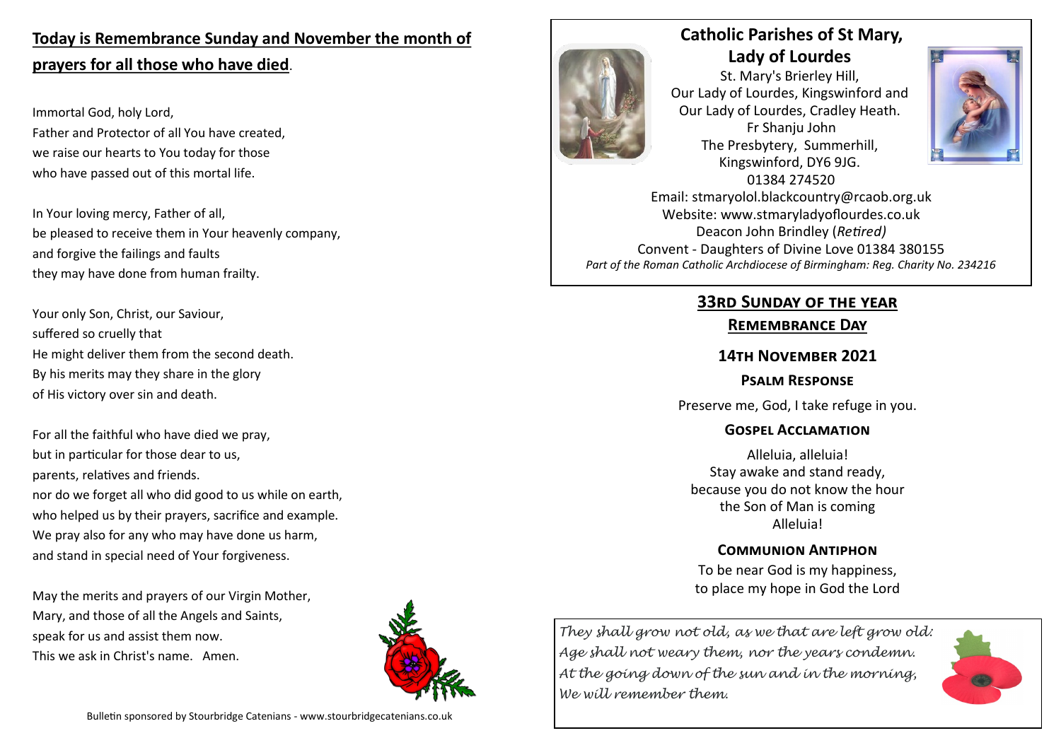## Today is Remembrance Sunday and November the month of prayers for all those who have died.

Immortal God, holy Lord,
Father and Protector of all You have created,
we raise our hearts to You today for those
who have passed out of this mortal life.

In Your loving mercy, Father of all,
be pleased to receive them in Your heavenly company,
and forgive the failings and faults
they may have done from human frailty.

Your only Son, Christ, our Saviour,
suffered so cruelly that
He might deliver them from the second death.
By his merits may they share in the glory
of His victory over sin and death.

For all the faithful who have died we pray,
but in particular for those dear to us,
parents, relatives and friends.
nor do we forget all who did good to us while on earth,
who helped us by their prayers, sacrifice and example.
We pray also for any who may have done us harm,
and stand in special need of Your forgiveness.

May the merits and prayers of our Virgin Mother,
Mary, and those of all the Angels and Saints,
speak for us and assist them now.
This we ask in Christ's name. Amen.

Bulletin sponsored by Stourbridge Catenians - www.stourbridgecatenians.co.uk

# Catholic Parishes of St Mary, Lady of Lourdes

St. Mary's Brierley Hill,
Our Lady of Lourdes, Kingswinford and
Our Lady of Lourdes, Cradley Heath.
Fr Shanju John
The Presbytery, Summerhill,
Kingswinford, DY6 9JG.
01384 274520
Email: stmaryolol.blackcountry@rcaob.org.uk
Website: www.stmaryladyoflourdes.co.uk
Deacon John Brindley (*Retired)*
Convent - Daughters of Divine Love 01384 380155
*Part of the Roman Catholic Archdiocese of Birmingham: Reg. Charity No. 234216*

## 33rd Sunday of the year

## Remembrance Day

### 14th November 2021

### Psalm Response

Preserve me, God, I take refuge in you.

### Gospel Acclamation

Alleluia, alleluia!
Stay awake and stand ready,
because you do not know the hour
the Son of Man is coming
Alleluia!

### Communion Antiphon

To be near God is my happiness,
to place my hope in God the Lord

*They shall grow not old, as we that are left grow old:
Age shall not weary them, nor the years condemn.
At the going down of the sun and in the morning,
We will remember them.*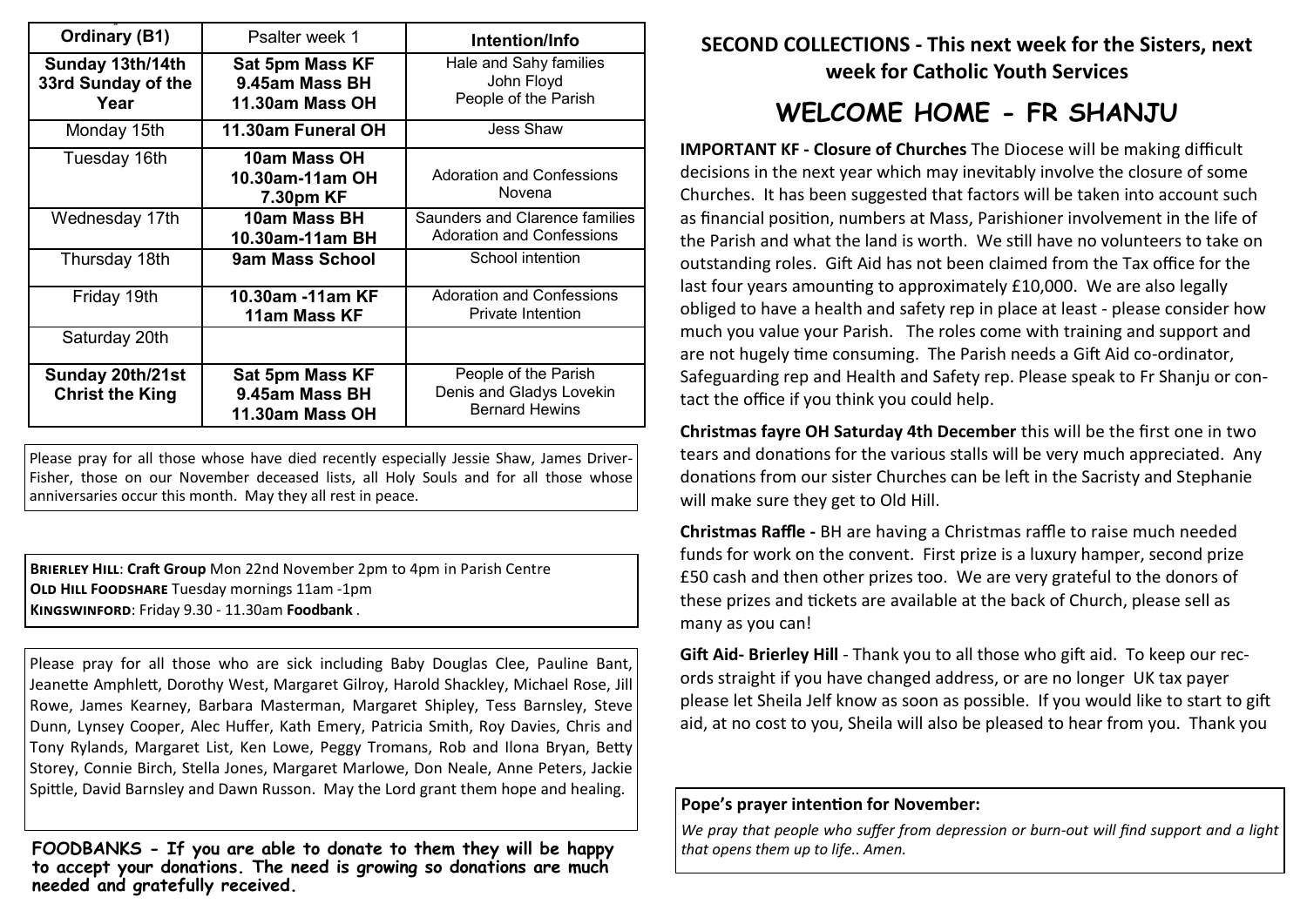| Ordinary (B1) | Psalter week 1 | Intention/Info |
|---|---|---|
| **Sunday 13th/14th 33rd Sunday of the Year** | **Sat 5pm Mass KF 9.45am Mass BH 11.30am Mass OH** | Hale and Sahy families John Floyd People of the Parish |
| Monday 15th | **11.30am Funeral OH** | Jess Shaw |
| Tuesday 16th | **10am Mass OH 10.30am-11am OH 7.30pm KF** | Adoration and Confessions Novena |
| Wednesday 17th | **10am Mass BH 10.30am-11am BH** | Saunders and Clarence families Adoration and Confessions |
| Thursday 18th | **9am Mass School** | School intention |
| Friday 19th | **10.30am -11am KF 11am Mass KF** | Adoration and Confessions Private Intention |
| Saturday 20th | | |
| **Sunday 20th/21st Christ the King** | **Sat 5pm Mass KF 9.45am Mass BH 11.30am Mass OH** | People of the Parish Denis and Gladys Lovekin Bernard Hewins |

Please pray for all those whose have died recently especially Jessie Shaw, James Driver-Fisher, those on our November deceased lists, all Holy Souls and for all those whose anniversaries occur this month. May they all rest in peace.

**Brierley Hill**: **Craft Group** Mon 22nd November 2pm to 4pm in Parish Centre
**Old Hill Foodshare** Tuesday mornings 11am -1pm
**Kingswinford**: Friday 9.30 - 11.30am **Foodbank** .

Please pray for all those who are sick including Baby Douglas Clee, Pauline Bant, Jeanette Amphlett, Dorothy West, Margaret Gilroy, Harold Shackley, Michael Rose, Jill Rowe, James Kearney, Barbara Masterman, Margaret Shipley, Tess Barnsley, Steve Dunn, Lynsey Cooper, Alec Huffer, Kath Emery, Patricia Smith, Roy Davies, Chris and Tony Rylands, Margaret List, Ken Lowe, Peggy Tromans, Rob and Ilona Bryan, Betty Storey, Connie Birch, Stella Jones, Margaret Marlowe, Don Neale, Anne Peters, Jackie Spittle, David Barnsley and Dawn Russon. May the Lord grant them hope and healing.

**FOODBANKS - If you are able to donate to them they will be happy to accept your donations. The need is growing so donations are much needed and gratefully received.**

**SECOND COLLECTIONS - This next week for the Sisters, next week for Catholic Youth Services**

# WELCOME HOME - FR SHANJU

**IMPORTANT KF - Closure of Churches** The Diocese will be making difficult decisions in the next year which may inevitably involve the closure of some Churches. It has been suggested that factors will be taken into account such as financial position, numbers at Mass, Parishioner involvement in the life of the Parish and what the land is worth. We still have no volunteers to take on outstanding roles. Gift Aid has not been claimed from the Tax office for the last four years amounting to approximately £10,000. We are also legally obliged to have a health and safety rep in place at least - please consider how much you value your Parish. The roles come with training and support and are not hugely time consuming. The Parish needs a Gift Aid co-ordinator, Safeguarding rep and Health and Safety rep. Please speak to Fr Shanju or contact the office if you think you could help.

**Christmas fayre OH Saturday 4th December** this will be the first one in two tears and donations for the various stalls will be very much appreciated. Any donations from our sister Churches can be left in the Sacristy and Stephanie will make sure they get to Old Hill.

**Christmas Raffle -** BH are having a Christmas raffle to raise much needed funds for work on the convent. First prize is a luxury hamper, second prize £50 cash and then other prizes too. We are very grateful to the donors of these prizes and tickets are available at the back of Church, please sell as many as you can!

**Gift Aid- Brierley Hill** - Thank you to all those who gift aid. To keep our records straight if you have changed address, or are no longer UK tax payer please let Sheila Jelf know as soon as possible. If you would like to start to gift aid, at no cost to you, Sheila will also be pleased to hear from you. Thank you

**Pope's prayer intention for November:**

*We pray that people who suffer from depression or burn-out will find support and a light that opens them up to life.. Amen.*